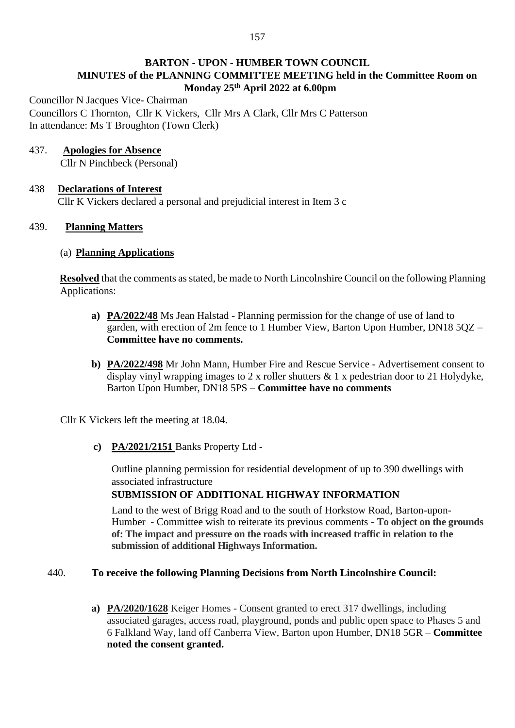# BARTON - UPON - HUMBER TOWN COUNCIL

## MINUTES of the PLANNING COMMITTEE MEETING held in the Committee Room on Monday 25th April 2022 at 6.00pm

Councillor N Jacques Vice- Chairman
Councillors C Thornton, Cllr K Vickers, Cllr Mrs A Clark, Cllr Mrs C Patterson
In attendance: Ms T Broughton (Town Clerk)

437. **Apologies for Absence**
Cllr N Pinchbeck (Personal)

438 **Declarations of Interest**
Cllr K Vickers declared a personal and prejudicial interest in Item 3 c

439. **Planning Matters**

(a) **Planning Applications**

**Resolved** that the comments as stated, be made to North Lincolnshire Council on the following Planning Applications:

**a) PA/2022/48** Ms Jean Halstad - Planning permission for the change of use of land to garden, with erection of 2m fence to 1 Humber View, Barton Upon Humber, DN18 5QZ – **Committee have no comments.**

**b) PA/2022/498** Mr John Mann, Humber Fire and Rescue Service - Advertisement consent to display vinyl wrapping images to 2 x roller shutters & 1 x pedestrian door to 21 Holydyke, Barton Upon Humber, DN18 5PS – **Committee have no comments**

Cllr K Vickers left the meeting at 18.04.

**c) PA/2021/2151** Banks Property Ltd -

Outline planning permission for residential development of up to 390 dwellings with associated infrastructure

**SUBMISSION OF ADDITIONAL HIGHWAY INFORMATION**

Land to the west of Brigg Road and to the south of Horkstow Road, Barton-upon-Humber - Committee wish to reiterate its previous comments - **To object on the grounds of: The impact and pressure on the roads with increased traffic in relation to the submission of additional Highways Information.**

440. **To receive the following Planning Decisions from North Lincolnshire Council:**

**a) PA/2020/1628** Keiger Homes - Consent granted to erect 317 dwellings, including associated garages, access road, playground, ponds and public open space to Phases 5 and 6 Falkland Way, land off Canberra View, Barton upon Humber, DN18 5GR – **Committee noted the consent granted.**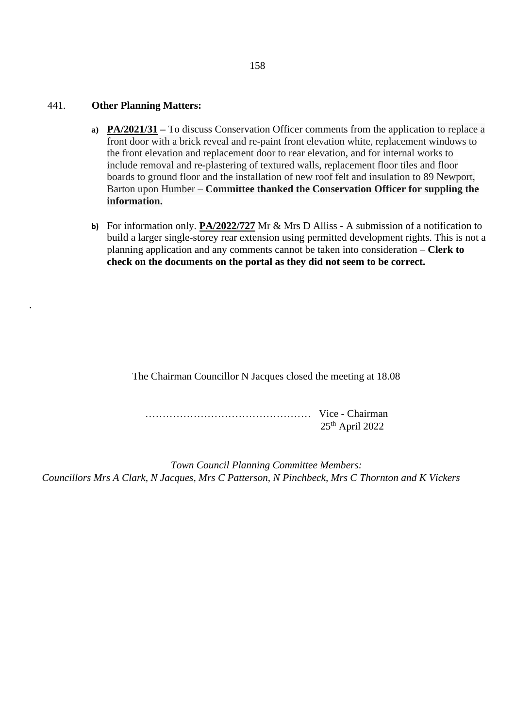441. **Other Planning Matters:**

a) **PA/2021/31 –** To discuss Conservation Officer comments from the application to replace a front door with a brick reveal and re-paint front elevation white, replacement windows to the front elevation and replacement door to rear elevation, and for internal works to include removal and re-plastering of textured walls, replacement floor tiles and floor boards to ground floor and the installation of new roof felt and insulation to 89 Newport, Barton upon Humber – **Committee thanked the Conservation Officer for suppling the information.**

b) For information only. **PA/2022/727** Mr & Mrs D Alliss - A submission of a notification to build a larger single-storey rear extension using permitted development rights. This is not a planning application and any comments cannot be taken into consideration – **Clerk to check on the documents on the portal as they did not seem to be correct.**

.

The Chairman Councillor N Jacques closed the meeting at 18.08

………………………………………… Vice - Chairman
25th April 2022

*Town Council Planning Committee Members:*
*Councillors Mrs A Clark, N Jacques, Mrs C Patterson, N Pinchbeck, Mrs C Thornton and K Vickers*